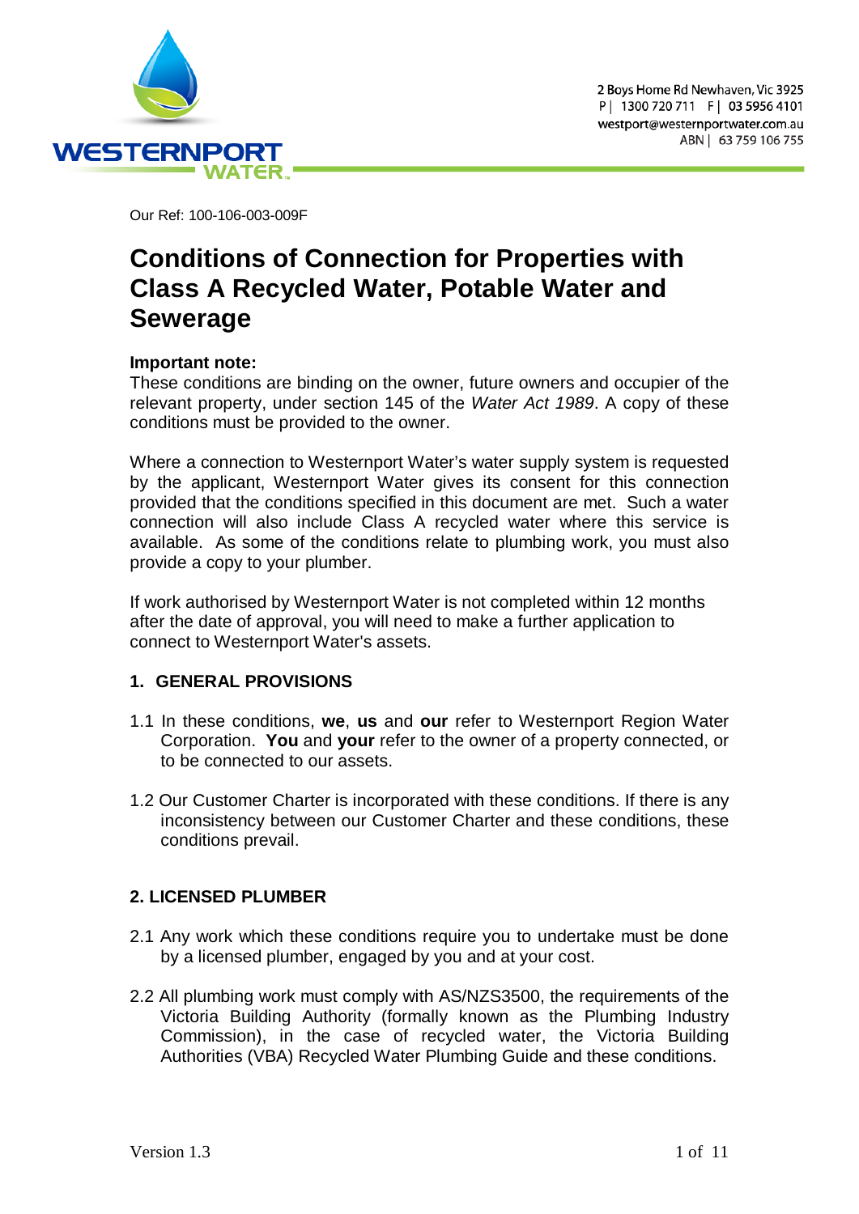WESTERNPORT WATER

2 Boys Home Rd Newhaven, Vic 3925
P | 1300 720 711 F | 03 5956 4101
westport@westernportwater.com.au
ABN | 63 759 106 755

Our Ref: 100-106-003-009F

# Conditions of Connection for Properties with Class A Recycled Water, Potable Water and Sewerage

**Important note:**
These conditions are binding on the owner, future owners and occupier of the relevant property, under section 145 of the *Water Act 1989*. A copy of these conditions must be provided to the owner.

Where a connection to Westernport Water's water supply system is requested by the applicant, Westernport Water gives its consent for this connection provided that the conditions specified in this document are met. Such a water connection will also include Class A recycled water where this service is available. As some of the conditions relate to plumbing work, you must also provide a copy to your plumber.

If work authorised by Westernport Water is not completed within 12 months after the date of approval, you will need to make a further application to connect to Westernport Water's assets.

## 1. GENERAL PROVISIONS

1.1 In these conditions, **we**, **us** and **our** refer to Westernport Region Water Corporation. **You** and **your** refer to the owner of a property connected, or to be connected to our assets.

1.2 Our Customer Charter is incorporated with these conditions. If there is any inconsistency between our Customer Charter and these conditions, these conditions prevail.

## 2. LICENSED PLUMBER

2.1 Any work which these conditions require you to undertake must be done by a licensed plumber, engaged by you and at your cost.

2.2 All plumbing work must comply with AS/NZS3500, the requirements of the Victoria Building Authority (formally known as the Plumbing Industry Commission), in the case of recycled water, the Victoria Building Authorities (VBA) Recycled Water Plumbing Guide and these conditions.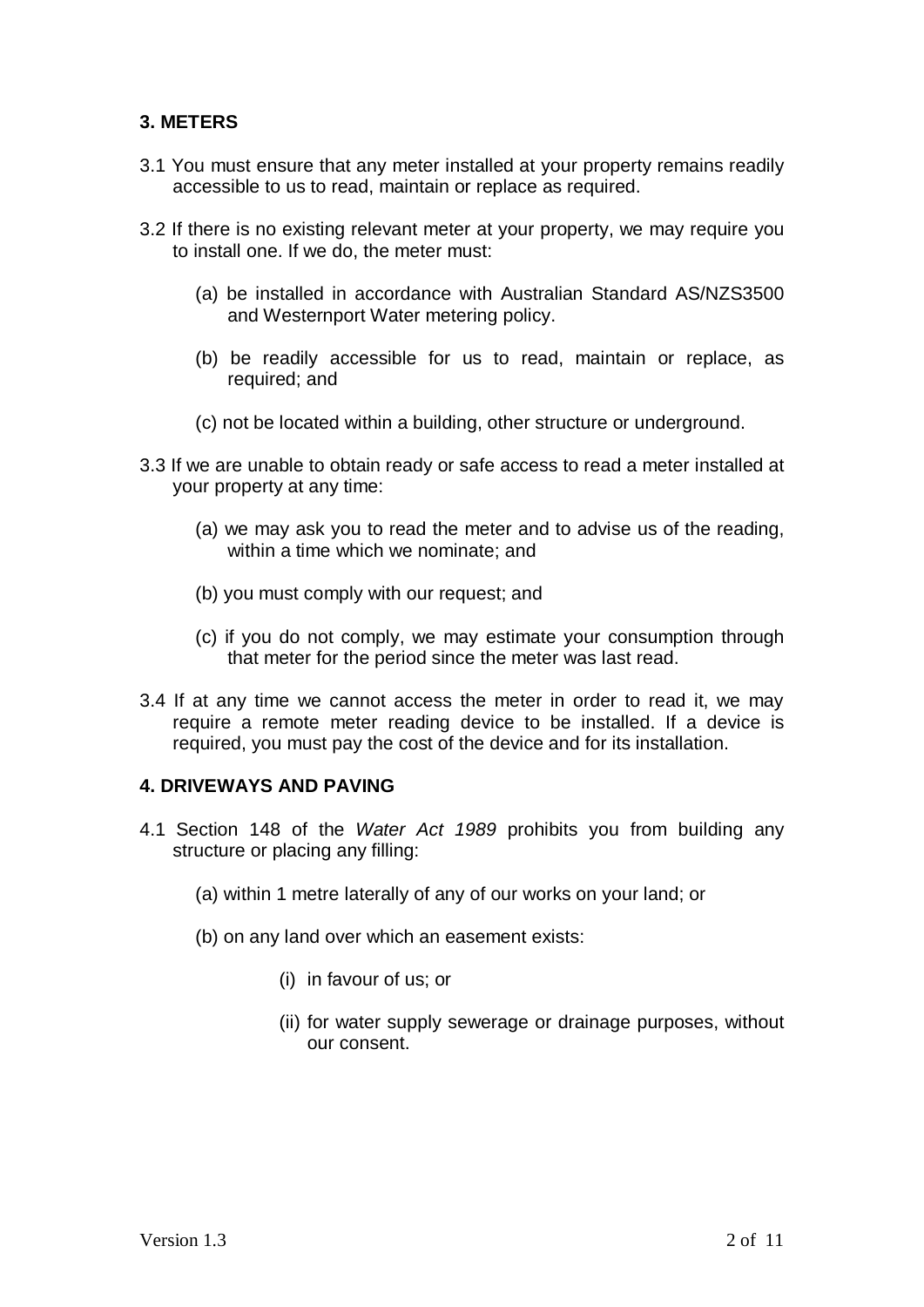## 3. METERS

3.1 You must ensure that any meter installed at your property remains readily accessible to us to read, maintain or replace as required.

3.2 If there is no existing relevant meter at your property, we may require you to install one. If we do, the meter must:

- (a) be installed in accordance with Australian Standard AS/NZS3500 and Westernport Water metering policy.
- (b) be readily accessible for us to read, maintain or replace, as required; and
- (c) not be located within a building, other structure or underground.

3.3 If we are unable to obtain ready or safe access to read a meter installed at your property at any time:

- (a) we may ask you to read the meter and to advise us of the reading, within a time which we nominate; and
- (b) you must comply with our request; and
- (c) if you do not comply, we may estimate your consumption through that meter for the period since the meter was last read.

3.4 If at any time we cannot access the meter in order to read it, we may require a remote meter reading device to be installed. If a device is required, you must pay the cost of the device and for its installation.

## 4. DRIVEWAYS AND PAVING

4.1 Section 148 of the *Water Act 1989* prohibits you from building any structure or placing any filling:

- (a) within 1 metre laterally of any of our works on your land; or
- (b) on any land over which an easement exists:
  - (i) in favour of us; or
  - (ii) for water supply sewerage or drainage purposes, without our consent.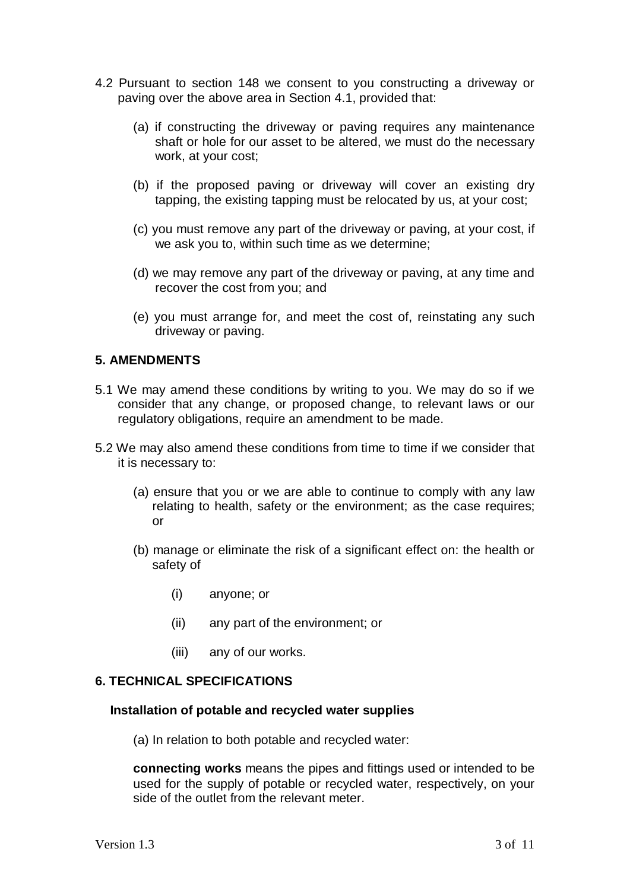4.2 Pursuant to section 148 we consent to you constructing a driveway or paving over the above area in Section 4.1, provided that:

(a) if constructing the driveway or paving requires any maintenance shaft or hole for our asset to be altered, we must do the necessary work, at your cost;

(b) if the proposed paving or driveway will cover an existing dry tapping, the existing tapping must be relocated by us, at your cost;

(c) you must remove any part of the driveway or paving, at your cost, if we ask you to, within such time as we determine;

(d) we may remove any part of the driveway or paving, at any time and recover the cost from you; and

(e) you must arrange for, and meet the cost of, reinstating any such driveway or paving.

## 5. AMENDMENTS

5.1 We may amend these conditions by writing to you. We may do so if we consider that any change, or proposed change, to relevant laws or our regulatory obligations, require an amendment to be made.

5.2 We may also amend these conditions from time to time if we consider that it is necessary to:

(a) ensure that you or we are able to continue to comply with any law relating to health, safety or the environment; as the case requires; or

(b) manage or eliminate the risk of a significant effect on: the health or safety of

(i) anyone; or

(ii) any part of the environment; or

(iii) any of our works.

## 6. TECHNICAL SPECIFICATIONS

### Installation of potable and recycled water supplies

(a) In relation to both potable and recycled water:

**connecting works** means the pipes and fittings used or intended to be used for the supply of potable or recycled water, respectively, on your side of the outlet from the relevant meter.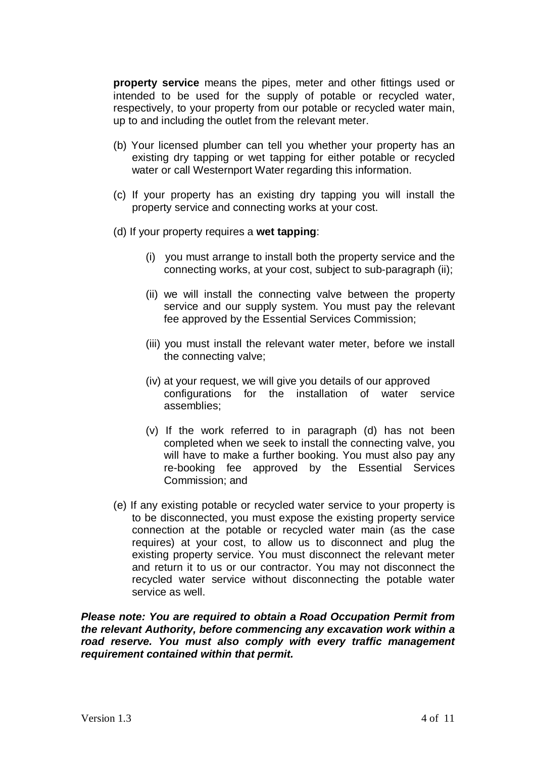**property service** means the pipes, meter and other fittings used or intended to be used for the supply of potable or recycled water, respectively, to your property from our potable or recycled water main, up to and including the outlet from the relevant meter.

(b) Your licensed plumber can tell you whether your property has an existing dry tapping or wet tapping for either potable or recycled water or call Westernport Water regarding this information.

(c) If your property has an existing dry tapping you will install the property service and connecting works at your cost.

(d) If your property requires a **wet tapping**:

- (i) you must arrange to install both the property service and the connecting works, at your cost, subject to sub-paragraph (ii);
- (ii) we will install the connecting valve between the property service and our supply system. You must pay the relevant fee approved by the Essential Services Commission;
- (iii) you must install the relevant water meter, before we install the connecting valve;
- (iv) at your request, we will give you details of our approved configurations for the installation of water service assemblies;
- (v) If the work referred to in paragraph (d) has not been completed when we seek to install the connecting valve, you will have to make a further booking. You must also pay any re-booking fee approved by the Essential Services Commission; and

(e) If any existing potable or recycled water service to your property is to be disconnected, you must expose the existing property service connection at the potable or recycled water main (as the case requires) at your cost, to allow us to disconnect and plug the existing property service. You must disconnect the relevant meter and return it to us or our contractor. You may not disconnect the recycled water service without disconnecting the potable water service as well.

***Please note: You are required to obtain a Road Occupation Permit from the relevant Authority, before commencing any excavation work within a road reserve. You must also comply with every traffic management requirement contained within that permit.***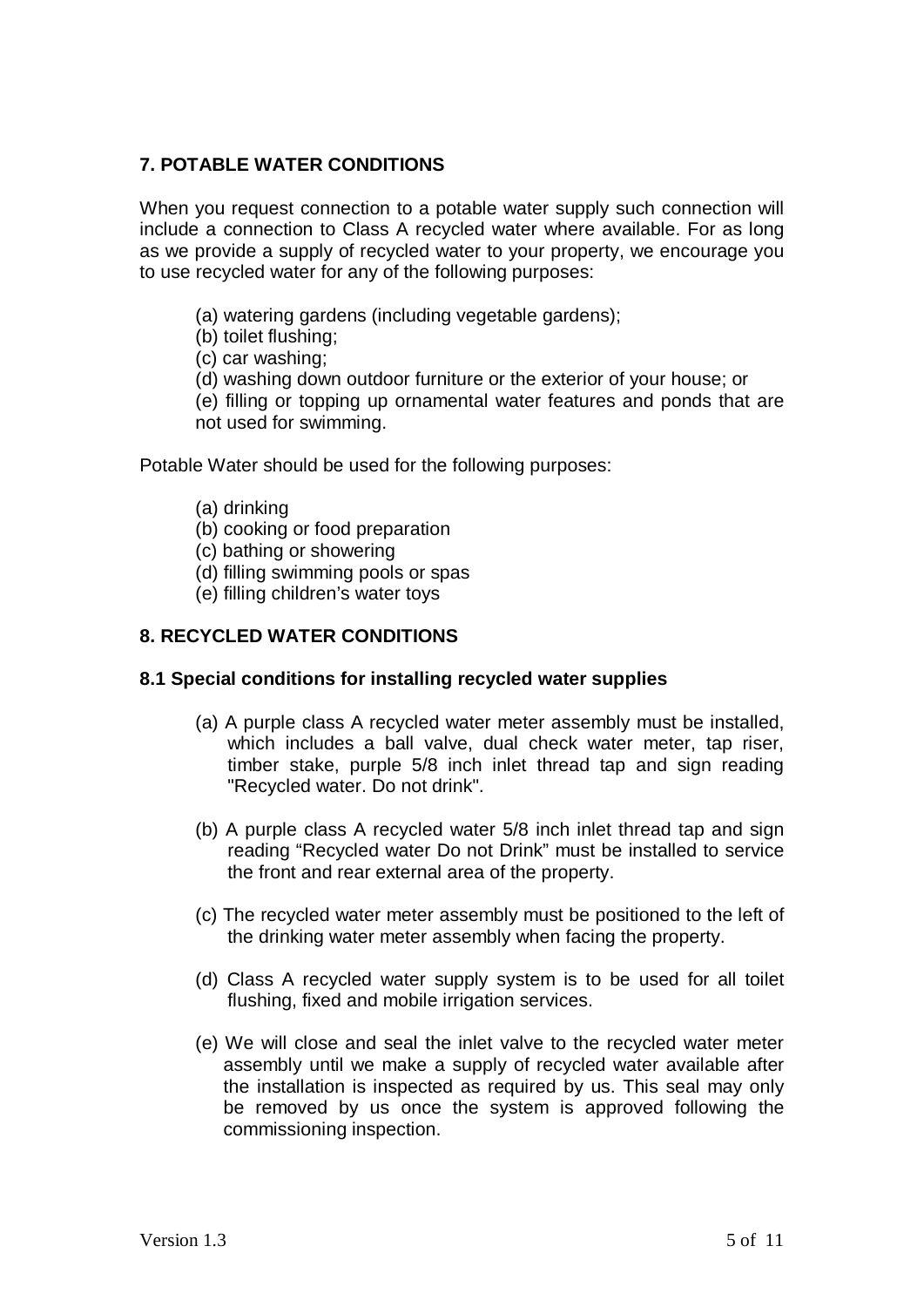## 7. POTABLE WATER CONDITIONS

When you request connection to a potable water supply such connection will include a connection to Class A recycled water where available. For as long as we provide a supply of recycled water to your property, we encourage you to use recycled water for any of the following purposes:

(a) watering gardens (including vegetable gardens);
(b) toilet flushing;
(c) car washing;
(d) washing down outdoor furniture or the exterior of your house; or
(e) filling or topping up ornamental water features and ponds that are not used for swimming.

Potable Water should be used for the following purposes:

(a) drinking
(b) cooking or food preparation
(c) bathing or showering
(d) filling swimming pools or spas
(e) filling children's water toys

## 8. RECYCLED WATER CONDITIONS

### 8.1 Special conditions for installing recycled water supplies

(a) A purple class A recycled water meter assembly must be installed, which includes a ball valve, dual check water meter, tap riser, timber stake, purple 5/8 inch inlet thread tap and sign reading "Recycled water. Do not drink".

(b) A purple class A recycled water 5/8 inch inlet thread tap and sign reading "Recycled water Do not Drink" must be installed to service the front and rear external area of the property.

(c) The recycled water meter assembly must be positioned to the left of the drinking water meter assembly when facing the property.

(d) Class A recycled water supply system is to be used for all toilet flushing, fixed and mobile irrigation services.

(e) We will close and seal the inlet valve to the recycled water meter assembly until we make a supply of recycled water available after the installation is inspected as required by us. This seal may only be removed by us once the system is approved following the commissioning inspection.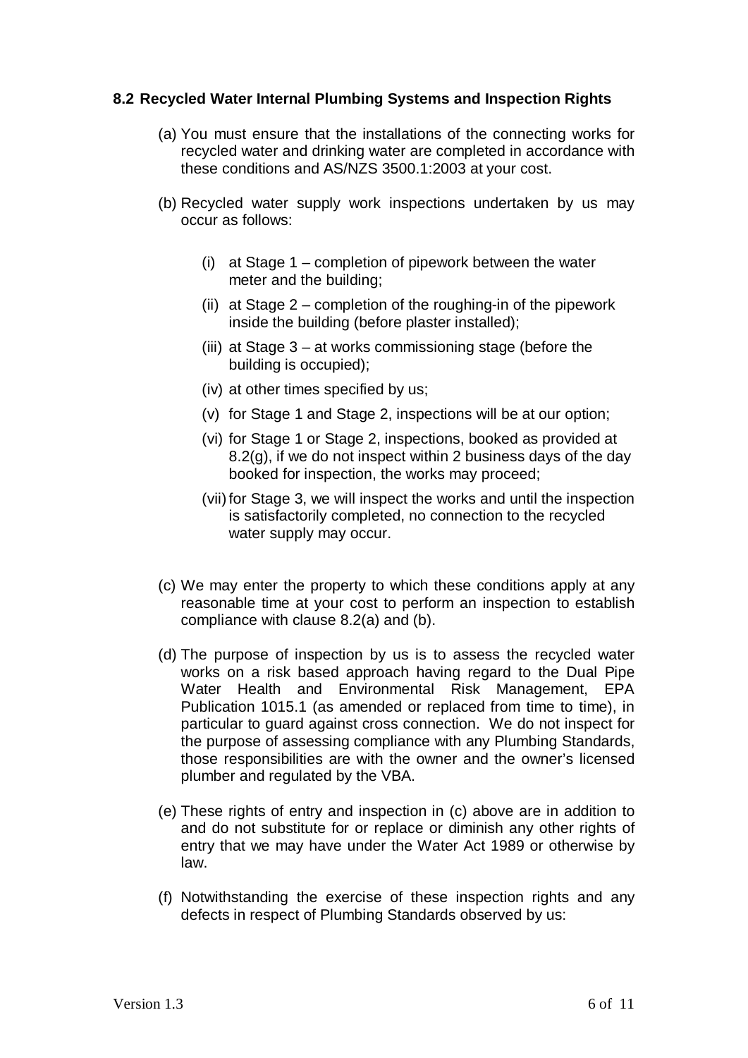### 8.2 Recycled Water Internal Plumbing Systems and Inspection Rights

(a) You must ensure that the installations of the connecting works for recycled water and drinking water are completed in accordance with these conditions and AS/NZS 3500.1:2003 at your cost.

(b) Recycled water supply work inspections undertaken by us may occur as follows:

   (i) at Stage 1 – completion of pipework between the water meter and the building;

   (ii) at Stage 2 – completion of the roughing-in of the pipework inside the building (before plaster installed);

   (iii) at Stage 3 – at works commissioning stage (before the building is occupied);

   (iv) at other times specified by us;

   (v) for Stage 1 and Stage 2, inspections will be at our option;

   (vi) for Stage 1 or Stage 2, inspections, booked as provided at 8.2(g), if we do not inspect within 2 business days of the day booked for inspection, the works may proceed;

   (vii) for Stage 3, we will inspect the works and until the inspection is satisfactorily completed, no connection to the recycled water supply may occur.

(c) We may enter the property to which these conditions apply at any reasonable time at your cost to perform an inspection to establish compliance with clause 8.2(a) and (b).

(d) The purpose of inspection by us is to assess the recycled water works on a risk based approach having regard to the Dual Pipe Water Health and Environmental Risk Management, EPA Publication 1015.1 (as amended or replaced from time to time), in particular to guard against cross connection. We do not inspect for the purpose of assessing compliance with any Plumbing Standards, those responsibilities are with the owner and the owner's licensed plumber and regulated by the VBA.

(e) These rights of entry and inspection in (c) above are in addition to and do not substitute for or replace or diminish any other rights of entry that we may have under the Water Act 1989 or otherwise by law.

(f) Notwithstanding the exercise of these inspection rights and any defects in respect of Plumbing Standards observed by us: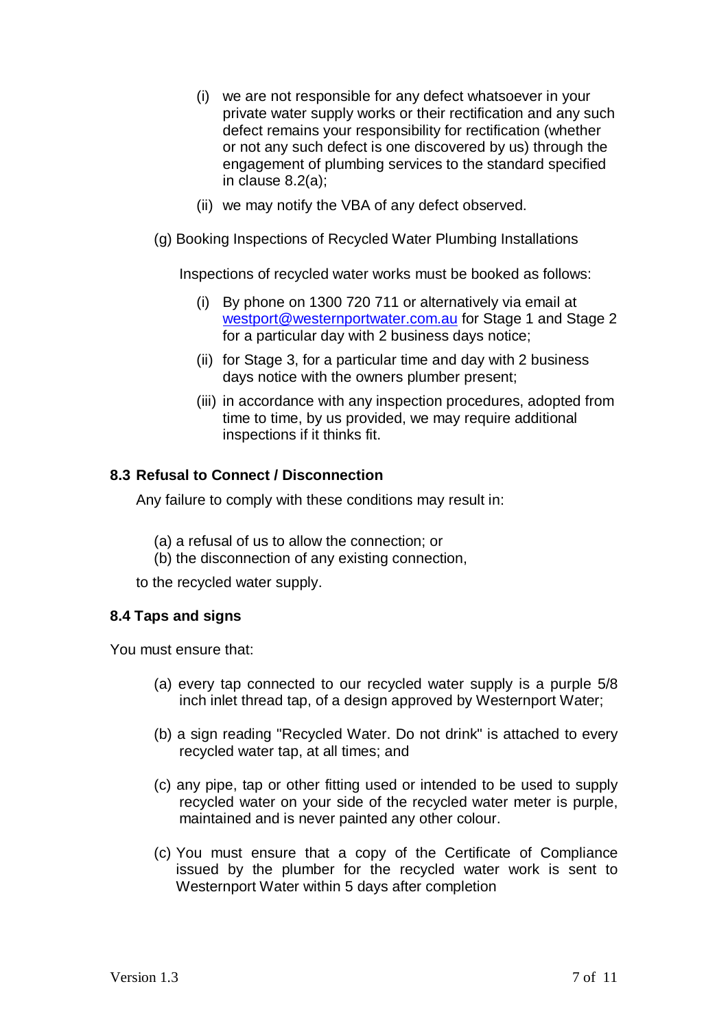(i) we are not responsible for any defect whatsoever in your private water supply works or their rectification and any such defect remains your responsibility for rectification (whether or not any such defect is one discovered by us) through the engagement of plumbing services to the standard specified in clause 8.2(a);

(ii) we may notify the VBA of any defect observed.

(g) Booking Inspections of Recycled Water Plumbing Installations

Inspections of recycled water works must be booked as follows:

(i) By phone on 1300 720 711 or alternatively via email at westport@westernportwater.com.au for Stage 1 and Stage 2 for a particular day with 2 business days notice;

(ii) for Stage 3, for a particular time and day with 2 business days notice with the owners plumber present;

(iii) in accordance with any inspection procedures, adopted from time to time, by us provided, we may require additional inspections if it thinks fit.

### 8.3 Refusal to Connect / Disconnection

Any failure to comply with these conditions may result in:

(a) a refusal of us to allow the connection; or
(b) the disconnection of any existing connection,

to the recycled water supply.

### 8.4 Taps and signs

You must ensure that:

(a) every tap connected to our recycled water supply is a purple 5/8 inch inlet thread tap, of a design approved by Westernport Water;

(b) a sign reading "Recycled Water. Do not drink" is attached to every recycled water tap, at all times; and

(c) any pipe, tap or other fitting used or intended to be used to supply recycled water on your side of the recycled water meter is purple, maintained and is never painted any other colour.

(c) You must ensure that a copy of the Certificate of Compliance issued by the plumber for the recycled water work is sent to Westernport Water within 5 days after completion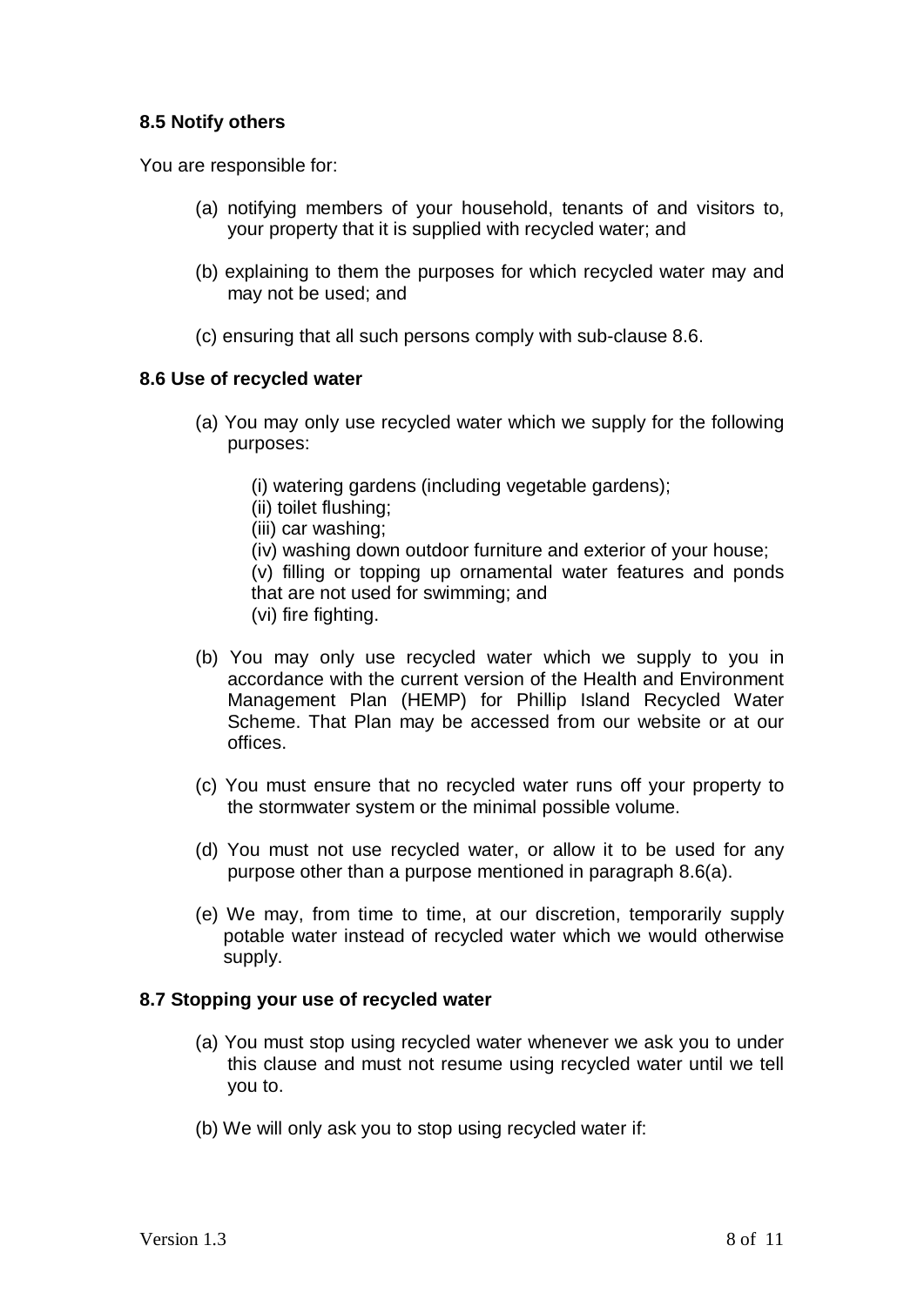### 8.5 Notify others

You are responsible for:

(a) notifying members of your household, tenants of and visitors to, your property that it is supplied with recycled water; and

(b) explaining to them the purposes for which recycled water may and may not be used; and

(c) ensuring that all such persons comply with sub-clause 8.6.

### 8.6 Use of recycled water

(a) You may only use recycled water which we supply for the following purposes:

(i) watering gardens (including vegetable gardens);
(ii) toilet flushing;
(iii) car washing;
(iv) washing down outdoor furniture and exterior of your house;
(v) filling or topping up ornamental water features and ponds that are not used for swimming; and
(vi) fire fighting.

(b) You may only use recycled water which we supply to you in accordance with the current version of the Health and Environment Management Plan (HEMP) for Phillip Island Recycled Water Scheme. That Plan may be accessed from our website or at our offices.

(c) You must ensure that no recycled water runs off your property to the stormwater system or the minimal possible volume.

(d) You must not use recycled water, or allow it to be used for any purpose other than a purpose mentioned in paragraph 8.6(a).

(e) We may, from time to time, at our discretion, temporarily supply potable water instead of recycled water which we would otherwise supply.

### 8.7 Stopping your use of recycled water

(a) You must stop using recycled water whenever we ask you to under this clause and must not resume using recycled water until we tell you to.

(b) We will only ask you to stop using recycled water if: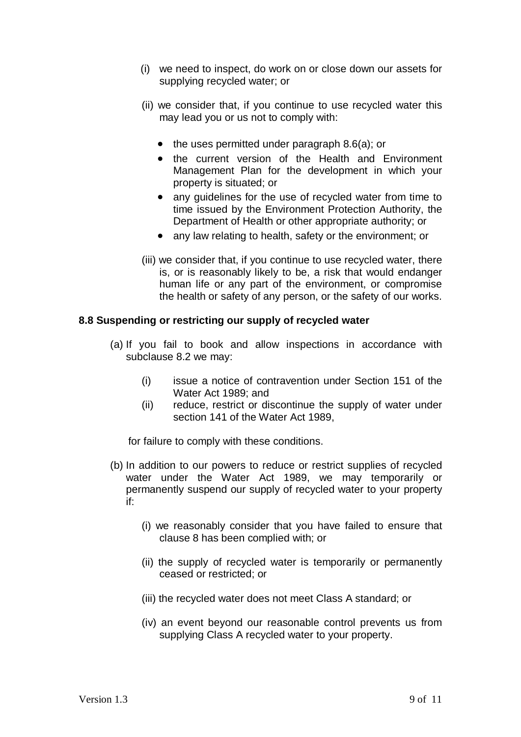(i) we need to inspect, do work on or close down our assets for supplying recycled water; or

(ii) we consider that, if you continue to use recycled water this may lead you or us not to comply with:

- the uses permitted under paragraph 8.6(a); or
- the current version of the Health and Environment Management Plan for the development in which your property is situated; or
- any guidelines for the use of recycled water from time to time issued by the Environment Protection Authority, the Department of Health or other appropriate authority; or
- any law relating to health, safety or the environment; or

(iii) we consider that, if you continue to use recycled water, there is, or is reasonably likely to be, a risk that would endanger human life or any part of the environment, or compromise the health or safety of any person, or the safety of our works.

**8.8 Suspending or restricting our supply of recycled water**

(a) If you fail to book and allow inspections in accordance with subclause 8.2 we may:

(i) issue a notice of contravention under Section 151 of the Water Act 1989; and

(ii) reduce, restrict or discontinue the supply of water under section 141 of the Water Act 1989,

for failure to comply with these conditions.

(b) In addition to our powers to reduce or restrict supplies of recycled water under the Water Act 1989, we may temporarily or permanently suspend our supply of recycled water to your property if:

(i) we reasonably consider that you have failed to ensure that clause 8 has been complied with; or

(ii) the supply of recycled water is temporarily or permanently ceased or restricted; or

(iii) the recycled water does not meet Class A standard; or

(iv) an event beyond our reasonable control prevents us from supplying Class A recycled water to your property.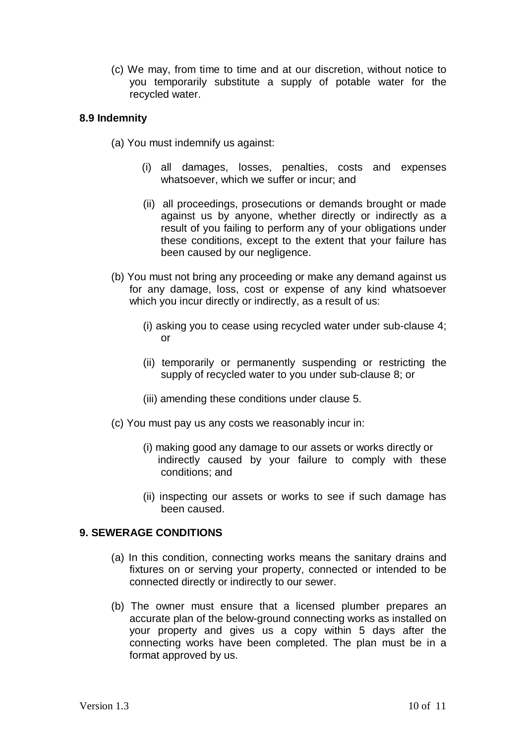(c) We may, from time to time and at our discretion, without notice to you temporarily substitute a supply of potable water for the recycled water.

### 8.9 Indemnity

(a) You must indemnify us against:

  (i) all damages, losses, penalties, costs and expenses whatsoever, which we suffer or incur; and

  (ii) all proceedings, prosecutions or demands brought or made against us by anyone, whether directly or indirectly as a result of you failing to perform any of your obligations under these conditions, except to the extent that your failure has been caused by our negligence.

(b) You must not bring any proceeding or make any demand against us for any damage, loss, cost or expense of any kind whatsoever which you incur directly or indirectly, as a result of us:

  (i) asking you to cease using recycled water under sub-clause 4; or

  (ii) temporarily or permanently suspending or restricting the supply of recycled water to you under sub-clause 8; or

  (iii) amending these conditions under clause 5.

(c) You must pay us any costs we reasonably incur in:

  (i) making good any damage to our assets or works directly or indirectly caused by your failure to comply with these conditions; and

  (ii) inspecting our assets or works to see if such damage has been caused.

## 9. SEWERAGE CONDITIONS

(a) In this condition, connecting works means the sanitary drains and fixtures on or serving your property, connected or intended to be connected directly or indirectly to our sewer.

(b) The owner must ensure that a licensed plumber prepares an accurate plan of the below-ground connecting works as installed on your property and gives us a copy within 5 days after the connecting works have been completed. The plan must be in a format approved by us.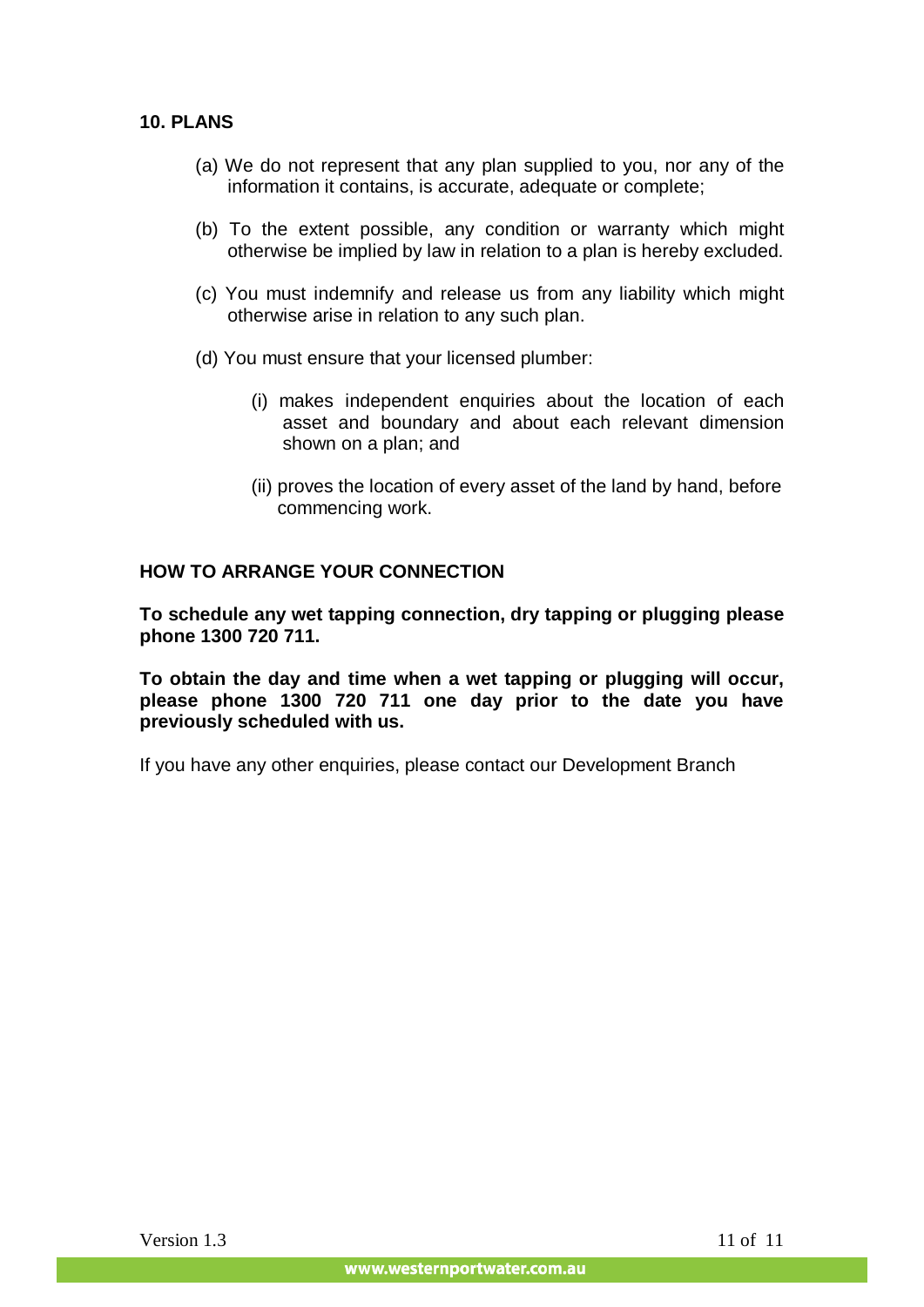## 10. PLANS

(a) We do not represent that any plan supplied to you, nor any of the information it contains, is accurate, adequate or complete;

(b) To the extent possible, any condition or warranty which might otherwise be implied by law in relation to a plan is hereby excluded.

(c) You must indemnify and release us from any liability which might otherwise arise in relation to any such plan.

(d) You must ensure that your licensed plumber:

   (i) makes independent enquiries about the location of each asset and boundary and about each relevant dimension shown on a plan; and

   (ii) proves the location of every asset of the land by hand, before commencing work.

## HOW TO ARRANGE YOUR CONNECTION

**To schedule any wet tapping connection, dry tapping or plugging please phone 1300 720 711.**

**To obtain the day and time when a wet tapping or plugging will occur, please phone 1300 720 711 one day prior to the date you have previously scheduled with us.**

If you have any other enquiries, please contact our Development Branch